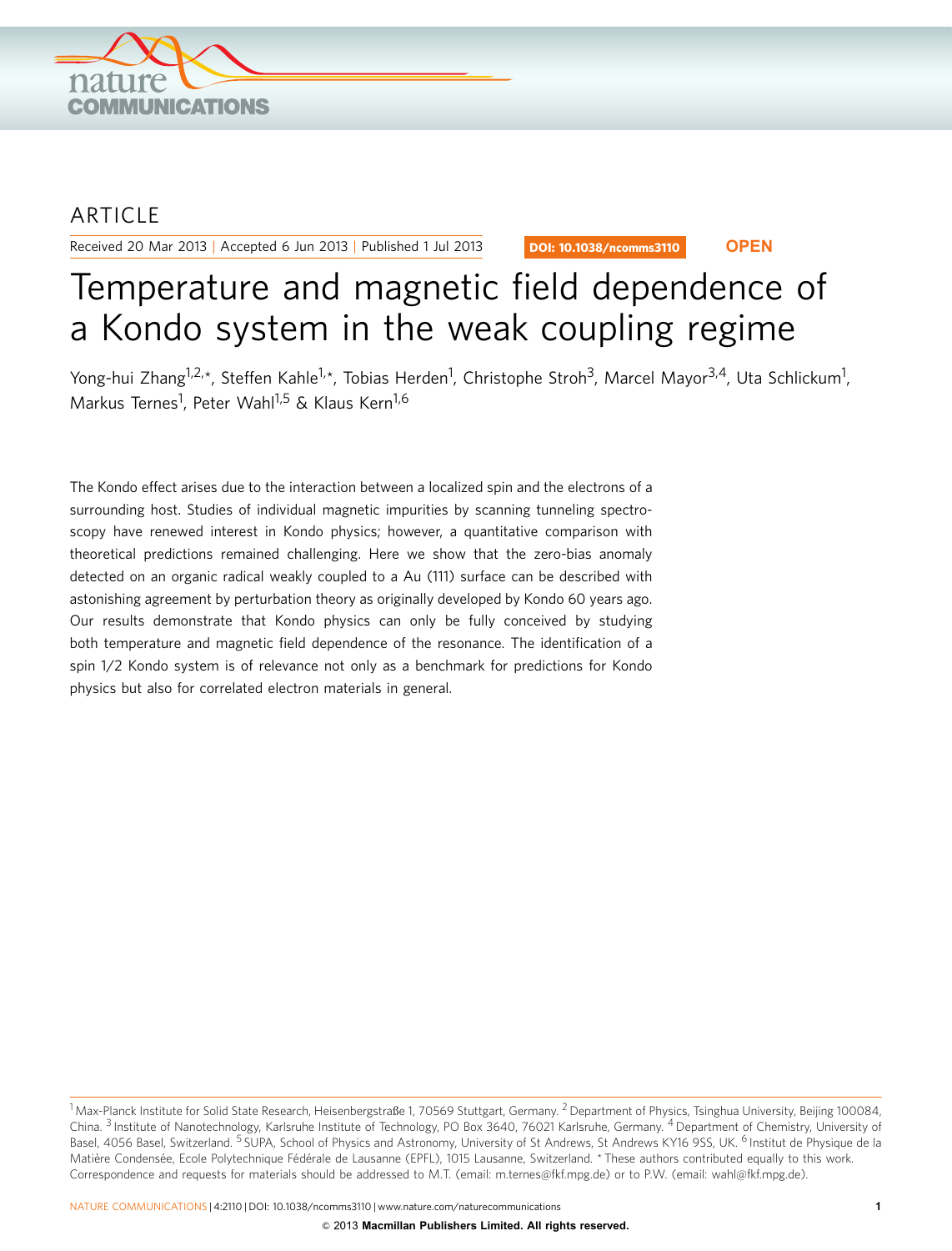ARTICLE

Received 20 Mar 2013 | Accepted 6 Jun 2013 | Published 1 Jul 2013

DOI: 10.1038/ncomms3110 **OPEN**

# Temperature and magnetic field dependence of a Kondo system in the weak coupling regime

Yong-hui Zhang[1,2,*], Steffen Kahle[1,*], Tobias Herden[1], Christophe Stroh[3], Marcel Mayor[3,4], Uta Schlickum[1], Markus Ternes[1], Peter Wahl[1,5] & Klaus Kern[1,6]

The Kondo effect arises due to the interaction between a localized spin and the electrons of a surrounding host. Studies of individual magnetic impurities by scanning tunneling spectroscopy have renewed interest in Kondo physics; however, a quantitative comparison with theoretical predictions remained challenging. Here we show that the zero-bias anomaly detected on an organic radical weakly coupled to a Au (111) surface can be described with astonishing agreement by perturbation theory as originally developed by Kondo 60 years ago. Our results demonstrate that Kondo physics can only be fully conceived by studying both temperature and magnetic field dependence of the resonance. The identification of a spin 1/2 Kondo system is of relevance not only as a benchmark for predictions for Kondo physics but also for correlated electron materials in general.

[1] Max-Planck Institute for Solid State Research, Heisenbergstraße 1, 70569 Stuttgart, Germany. [2] Department of Physics, Tsinghua University, Beijing 100084, China. [3] Institute of Nanotechnology, Karlsruhe Institute of Technology, PO Box 3640, 76021 Karlsruhe, Germany. [4] Department of Chemistry, University of Basel, 4056 Basel, Switzerland. [5] SUPA, School of Physics and Astronomy, University of St Andrews, St Andrews KY16 9SS, UK. [6] Institut de Physique de la Matière Condensée, Ecole Polytechnique Fédérale de Lausanne (EPFL), 1015 Lausanne, Switzerland. * These authors contributed equally to this work. Correspondence and requests for materials should be addressed to M.T. (email: m.ternes@fkf.mpg.de) or to P.W. (email: wahl@fkf.mpg.de).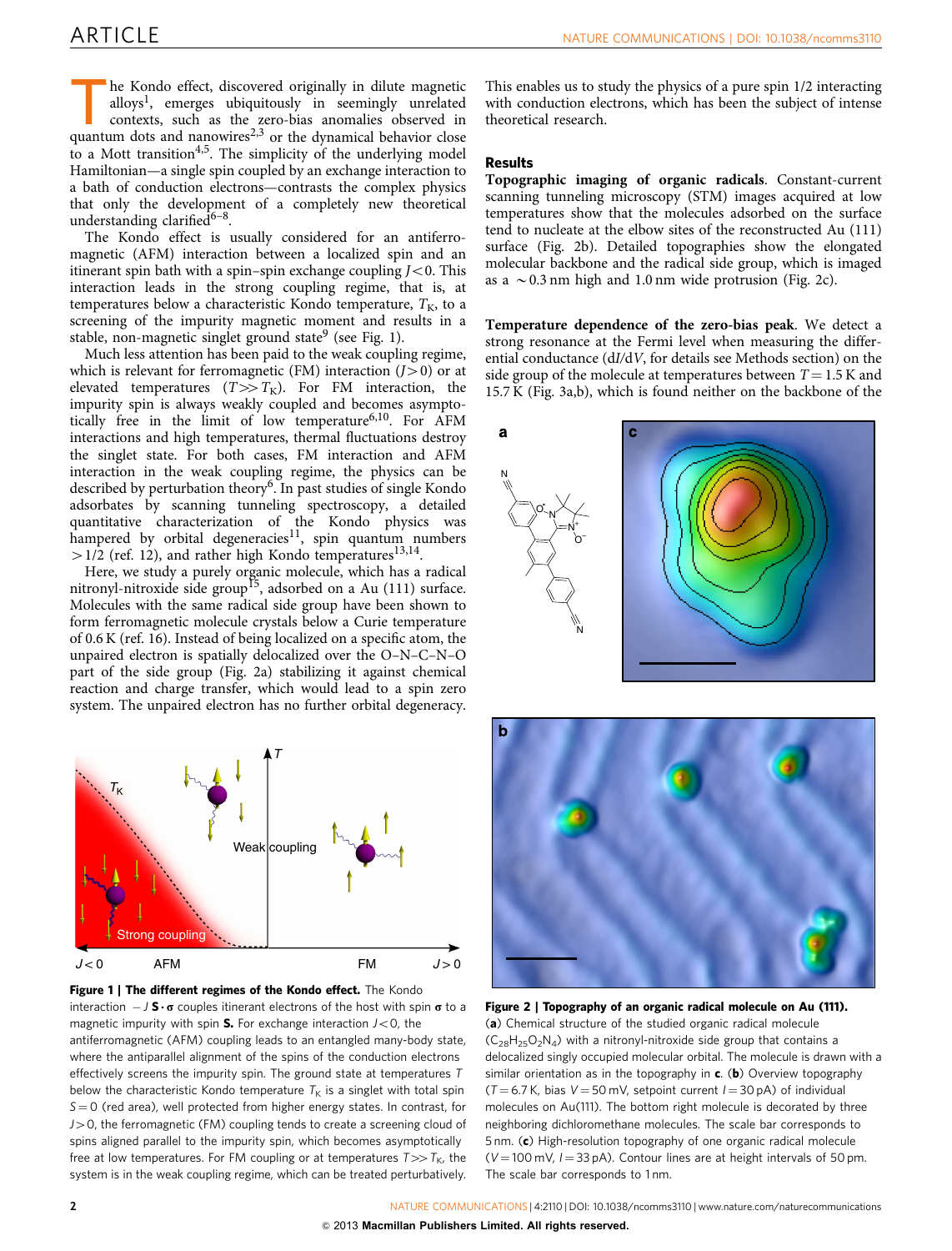The Kondo effect, discovered originally in dilute magnetic alloys[1], emerges ubiquitously in seemingly unrelated contexts, such as the zero-bias anomalies observed in quantum dots and nanowires[2,3] or the dynamical behavior close to a Mott transition[4,5]. The simplicity of the underlying model Hamiltonian—a single spin coupled by an exchange interaction to a bath of conduction electrons—contrasts the complex physics that only the development of a completely new theoretical understanding clarified[6–8].

The Kondo effect is usually considered for an antiferromagnetic (AFM) interaction between a localized spin and an itinerant spin bath with a spin–spin exchange coupling $J<0$. This interaction leads in the strong coupling regime, that is, at temperatures below a characteristic Kondo temperature, $T_K$, to a screening of the impurity magnetic moment and results in a stable, non-magnetic singlet ground state[9] (see Fig. 1).

Much less attention has been paid to the weak coupling regime, which is relevant for ferromagnetic (FM) interaction ($J>0$) or at elevated temperatures ($T \gg T_K$). For FM interaction, the impurity spin is always weakly coupled and becomes asymptotically free in the limit of low temperature[6,10]. For AFM interactions and high temperatures, thermal fluctuations destroy the singlet state. For both cases, FM interaction and AFM interaction in the weak coupling regime, the physics can be described by perturbation theory[6]. In past studies of single Kondo adsorbates by scanning tunneling spectroscopy, a detailed quantitative characterization of the Kondo physics was hampered by orbital degeneracies[11], spin quantum numbers $>1/2$ (ref. 12), and rather high Kondo temperatures[13,14].

Here, we study a purely organic molecule, which has a radical nitronyl-nitroxide side group[15], adsorbed on a Au (111) surface. Molecules with the same radical side group have been shown to form ferromagnetic molecule crystals below a Curie temperature of 0.6 K (ref. 16). Instead of being localized on a specific atom, the unpaired electron is spatially delocalized over the O–N–C–N–O part of the side group (Fig. 2a) stabilizing it against chemical reaction and charge transfer, which would lead to a spin zero system. The unpaired electron has no further orbital degeneracy. This enables us to study the physics of a pure spin 1/2 interacting with conduction electrons, which has been the subject of intense theoretical research.

## Results

**Topographic imaging of organic radicals.** Constant-current scanning tunneling microscopy (STM) images acquired at low temperatures show that the molecules adsorbed on the surface tend to nucleate at the elbow sites of the reconstructed Au (111) surface (Fig. 2b). Detailed topographies show the elongated molecular backbone and the radical side group, which is imaged as a $\sim$0.3 nm high and 1.0 nm wide protrusion (Fig. 2c).

**Temperature dependence of the zero-bias peak.** We detect a strong resonance at the Fermi level when measuring the differential conductance ($dI/dV$, for details see Methods section) on the side group of the molecule at temperatures between $T=1.5$ K and 15.7 K (Fig. 3a,b), which is found neither on the backbone of the

**Figure 1 | The different regimes of the Kondo effect.** The Kondo interaction $-J\,\mathbf{S}\cdot\boldsymbol{\sigma}$ couples itinerant electrons of the host with spin $\boldsymbol{\sigma}$ to a magnetic impurity with spin $\mathbf{S}$. For exchange interaction $J<0$, the antiferromagnetic (AFM) coupling leads to an entangled many-body state, where the antiparallel alignment of the spins of the conduction electrons effectively screens the impurity spin. The ground state at temperatures $T$ below the characteristic Kondo temperature $T_K$ is a singlet with total spin $S=0$ (red area), well protected from higher energy states. In contrast, for $J>0$, the ferromagnetic (FM) coupling tends to create a screening cloud of spins aligned parallel to the impurity spin, which becomes asymptotically free at low temperatures. For FM coupling or at temperatures $T \gg T_K$, the system is in the weak coupling regime, which can be treated perturbatively.

**Figure 2 | Topography of an organic radical molecule on Au (111).** (**a**) Chemical structure of the studied organic radical molecule ($C_{28}H_{25}O_2N_4$) with a nitronyl-nitroxide side group that contains a delocalized singly occupied molecular orbital. The molecule is drawn with a similar orientation as in the topography in **c**. (**b**) Overview topography ($T=6.7$ K, bias $V=50$ mV, setpoint current $I=30$ pA) of individual molecules on Au(111). The bottom right molecule is decorated by three neighboring dichloromethane molecules. The scale bar corresponds to 5 nm. (**c**) High-resolution topography of one organic radical molecule ($V=100$ mV, $I=33$ pA). Contour lines are at height intervals of 50 pm. The scale bar corresponds to 1 nm.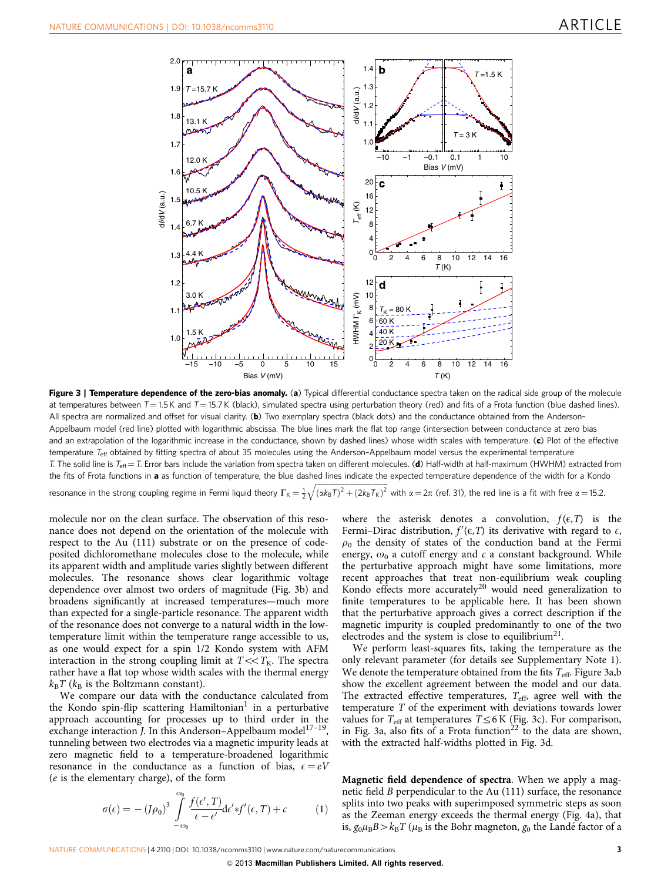**Figure 3 | Temperature dependence of the zero-bias anomaly.** (**a**) Typical differential conductance spectra taken on the radical side group of the molecule at temperatures between $T = 1.5$ K and $T = 15.7$ K (black), simulated spectra using perturbation theory (red) and fits of a Frota function (blue dashed lines). All spectra are normalized and offset for visual clarity. (**b**) Two exemplary spectra (black dots) and the conductance obtained from the Anderson–Appelbaum model (red line) plotted with logarithmic abscissa. The blue lines mark the flat top range (intersection between conductance at zero bias and an extrapolation of the logarithmic increase in the conductance, shown by dashed lines) whose width scales with temperature. (**c**) Plot of the effective temperature $T_{\mathrm{eff}}$ obtained by fitting spectra of about 35 molecules using the Anderson–Appelbaum model versus the experimental temperature $T$. The solid line is $T_{\mathrm{eff}} = T$. Error bars include the variation from spectra taken on different molecules. (**d**) Half-width at half-maximum (HWHM) extracted from the fits of Frota functions in **a** as function of temperature, the blue dashed lines indicate the expected temperature dependence of the width for a Kondo resonance in the strong coupling regime in Fermi liquid theory $\Gamma_{\mathrm{K}} = \frac{1}{2}\sqrt{(\alpha k_{\mathrm{B}}T)^2 + (2k_{\mathrm{B}}T_{\mathrm{K}})^2}$ with $\alpha = 2\pi$ (ref. 31), the red line is a fit with free $\alpha = 15.2$.

molecule nor on the clean surface. The observation of this resonance does not depend on the orientation of the molecule with respect to the Au (111) substrate or on the presence of codeposited dichloromethane molecules close to the molecule, while its apparent width and amplitude varies slightly between different molecules. The resonance shows clear logarithmic voltage dependence over almost two orders of magnitude (Fig. 3b) and broadens significantly at increased temperatures—much more than expected for a single-particle resonance. The apparent width of the resonance does not converge to a natural width in the low-temperature limit within the temperature range accessible to us, as one would expect for a spin 1/2 Kondo system with AFM interaction in the strong coupling limit at $T \ll T_{\mathrm{K}}$. The spectra rather have a flat top whose width scales with the thermal energy $k_{\mathrm{B}}T$ ($k_{\mathrm{B}}$ is the Boltzmann constant).

We compare our data with the conductance calculated from the Kondo spin-flip scattering Hamiltonian[1] in a perturbative approach accounting for processes up to third order in the exchange interaction $J$. In this Anderson–Appelbaum model[17–19], tunneling between two electrodes via a magnetic impurity leads at zero magnetic field to a temperature-broadened logarithmic resonance in the conductance as a function of bias, $\epsilon = eV$ ($e$ is the elementary charge), of the form

$$\sigma(\epsilon) = -(J\rho_0)^3 \int_{-\omega_0}^{\omega_0} \frac{f(\epsilon', T)}{\epsilon - \epsilon'} \mathrm{d}\epsilon' * f'(\epsilon, T) + c \qquad (1)$$

where the asterisk denotes a convolution, $f(\epsilon, T)$ is the Fermi–Dirac distribution, $f'(\epsilon, T)$ its derivative with regard to $\epsilon$, $\rho_0$ the density of states of the conduction band at the Fermi energy, $\omega_0$ a cutoff energy and $c$ a constant background. While the perturbative approach might have some limitations, more recent approaches that treat non-equilibrium weak coupling Kondo effects more accurately[20] would need generalization to finite temperatures to be applicable here. It has been shown that the perturbative approach gives a correct description if the magnetic impurity is coupled predominantly to one of the two electrodes and the system is close to equilibrium[21].

We perform least-squares fits, taking the temperature as the only relevant parameter (for details see Supplementary Note 1). We denote the temperature obtained from the fits $T_{\mathrm{eff}}$. Figure 3a,b show the excellent agreement between the model and our data. The extracted effective temperatures, $T_{\mathrm{eff}}$, agree well with the temperature $T$ of the experiment with deviations towards lower values for $T_{\mathrm{eff}}$ at temperatures $T \leq 6$ K (Fig. 3c). For comparison, in Fig. 3a, also fits of a Frota function[22] to the data are shown, with the extracted half-widths plotted in Fig. 3d.

**Magnetic field dependence of spectra**. When we apply a magnetic field $B$ perpendicular to the Au (111) surface, the resonance splits into two peaks with superimposed symmetric steps as soon as the Zeeman energy exceeds the thermal energy (Fig. 4a), that is, $g_0\mu_{\mathrm{B}}B > k_{\mathrm{B}}T$ ($\mu_{\mathrm{B}}$ is the Bohr magneton, $g_0$ the Landé factor of a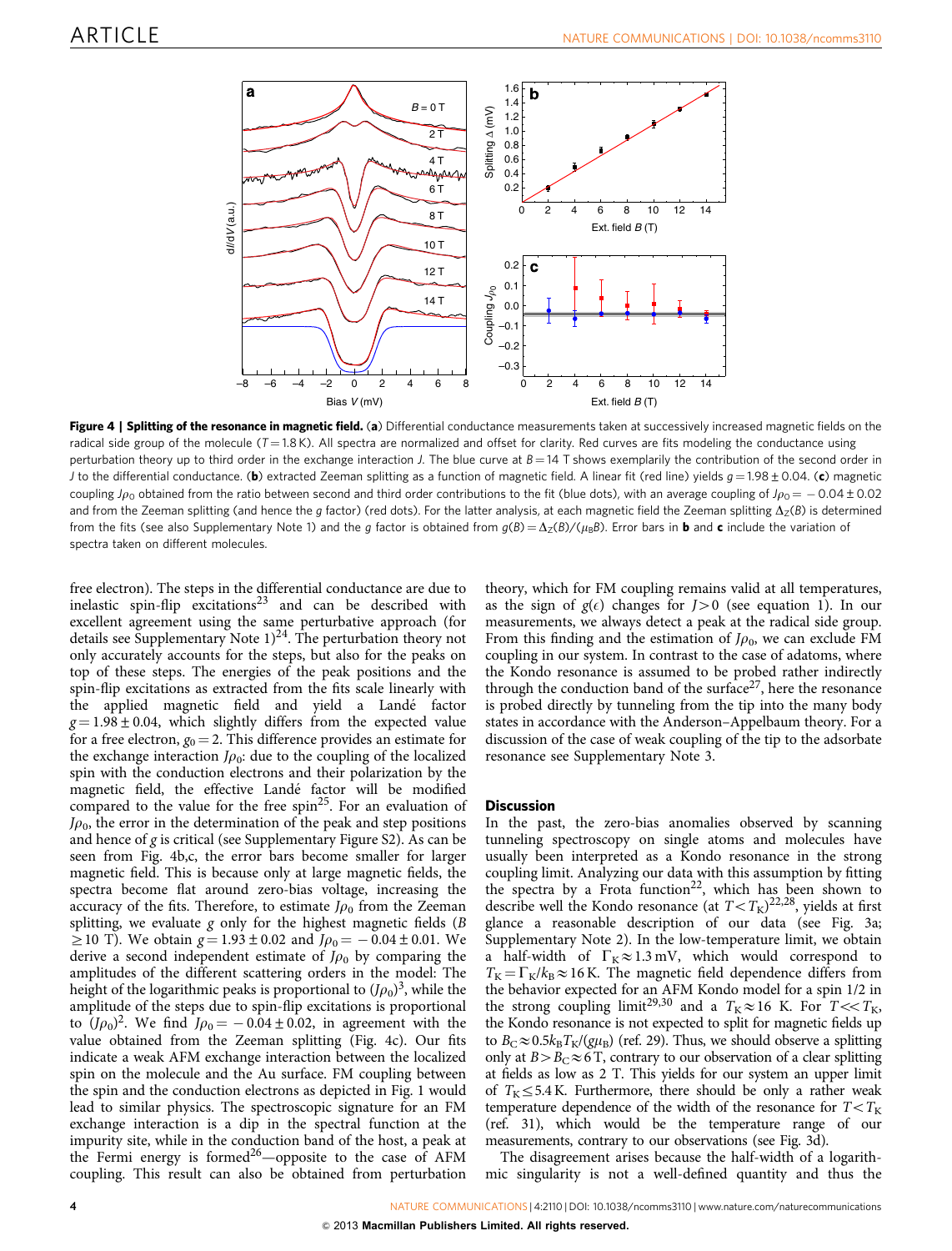**Figure 4 | Splitting of the resonance in magnetic field.** (**a**) Differential conductance measurements taken at successively increased magnetic fields on the radical side group of the molecule ($T = 1.8$ K). All spectra are normalized and offset for clarity. Red curves are fits modeling the conductance using perturbation theory up to third order in the exchange interaction $J$. The blue curve at $B = 14$ T shows exemplarily the contribution of the second order in $J$ to the differential conductance. (**b**) extracted Zeeman splitting as a function of magnetic field. A linear fit (red line) yields $g = 1.98 \pm 0.04$. (**c**) magnetic coupling $J\rho_0$ obtained from the ratio between second and third order contributions to the fit (blue dots), with an average coupling of $J\rho_0 = -0.04 \pm 0.02$ and from the Zeeman splitting (and hence the $g$ factor) (red dots). For the latter analysis, at each magnetic field the Zeeman splitting $\Delta_Z(B)$ is determined from the fits (see also Supplementary Note 1) and the $g$ factor is obtained from $g(B) = \Delta_Z(B)/(\mu_B B)$. Error bars in **b** and **c** include the variation of spectra taken on different molecules.

free electron). The steps in the differential conductance are due to inelastic spin-flip excitations[23] and can be described with excellent agreement using the same perturbative approach (for details see Supplementary Note 1)[24]. The perturbation theory not only accurately accounts for the steps, but also for the peaks on top of these steps. The energies of the peak positions and the spin-flip excitations as extracted from the fits scale linearly with the applied magnetic field and yield a Landé factor $g = 1.98 \pm 0.04$, which slightly differs from the expected value for a free electron, $g_0 = 2$. This difference provides an estimate for the exchange interaction $J\rho_0$: due to the coupling of the localized spin with the conduction electrons and their polarization by the magnetic field, the effective Landé factor will be modified compared to the value for the free spin[25]. For an evaluation of $J\rho_0$, the error in the determination of the peak and step positions and hence of $g$ is critical (see Supplementary Figure S2). As can be seen from Fig. 4b,c, the error bars become smaller for larger magnetic field. This is because only at large magnetic fields, the spectra become flat around zero-bias voltage, increasing the accuracy of the fits. Therefore, to estimate $J\rho_0$ from the Zeeman splitting, we evaluate $g$ only for the highest magnetic fields ($B \geq 10$ T). We obtain $g = 1.93 \pm 0.02$ and $J\rho_0 = -0.04 \pm 0.01$. We derive a second independent estimate of $J\rho_0$ by comparing the amplitudes of the different scattering orders in the model: The height of the logarithmic peaks is proportional to $(J\rho_0)^3$, while the amplitude of the steps due to spin-flip excitations is proportional to $(J\rho_0)^2$. We find $J\rho_0 = -0.04 \pm 0.02$, in agreement with the value obtained from the Zeeman splitting (Fig. 4c). Our fits indicate a weak AFM exchange interaction between the localized spin on the molecule and the Au surface. FM coupling between the spin and the conduction electrons as depicted in Fig. 1 would lead to similar physics. The spectroscopic signature for an FM exchange interaction is a dip in the spectral function at the impurity site, while in the conduction band of the host, a peak at the Fermi energy is formed[26]—opposite to the case of AFM coupling. This result can also be obtained from perturbation theory, which for FM coupling remains valid at all temperatures, as the sign of $g(\epsilon)$ changes for $J > 0$ (see equation 1). In our measurements, we always detect a peak at the radical side group. From this finding and the estimation of $J\rho_0$, we can exclude FM coupling in our system. In contrast to the case of adatoms, where the Kondo resonance is assumed to be probed rather indirectly through the conduction band of the surface[27], here the resonance is probed directly by tunneling from the tip into the many body states in accordance with the Anderson–Appelbaum theory. For a discussion of the case of weak coupling of the tip to the adsorbate resonance see Supplementary Note 3.

## Discussion

In the past, the zero-bias anomalies observed by scanning tunneling spectroscopy on single atoms and molecules have usually been interpreted as a Kondo resonance in the strong coupling limit. Analyzing our data with this assumption by fitting the spectra by a Frota function[22], which has been shown to describe well the Kondo resonance (at $T < T_K$)[22,28], yields at first glance a reasonable description of our data (see Fig. 3a; Supplementary Note 2). In the low-temperature limit, we obtain a half-width of $\Gamma_K \approx 1.3$ mV, which would correspond to $T_K = \Gamma_K/k_B \approx 16$ K. The magnetic field dependence differs from the behavior expected for an AFM Kondo model for a spin 1/2 in the strong coupling limit[29,30] and a $T_K \approx 16$ K. For $T << T_K$, the Kondo resonance is not expected to split for magnetic fields up to $B_C \approx 0.5 k_B T_K/(g\mu_B)$ (ref. 29). Thus, we should observe a splitting only at $B > B_C \approx 6$ T, contrary to our observation of a clear splitting at fields as low as 2 T. This yields for our system an upper limit of $T_K \lesssim 5.4$ K. Furthermore, there should be only a rather weak temperature dependence of the width of the resonance for $T < T_K$ (ref. 31), which would be the temperature range of our measurements, contrary to our observations (see Fig. 3d).

The disagreement arises because the half-width of a logarithmic singularity is not a well-defined quantity and thus the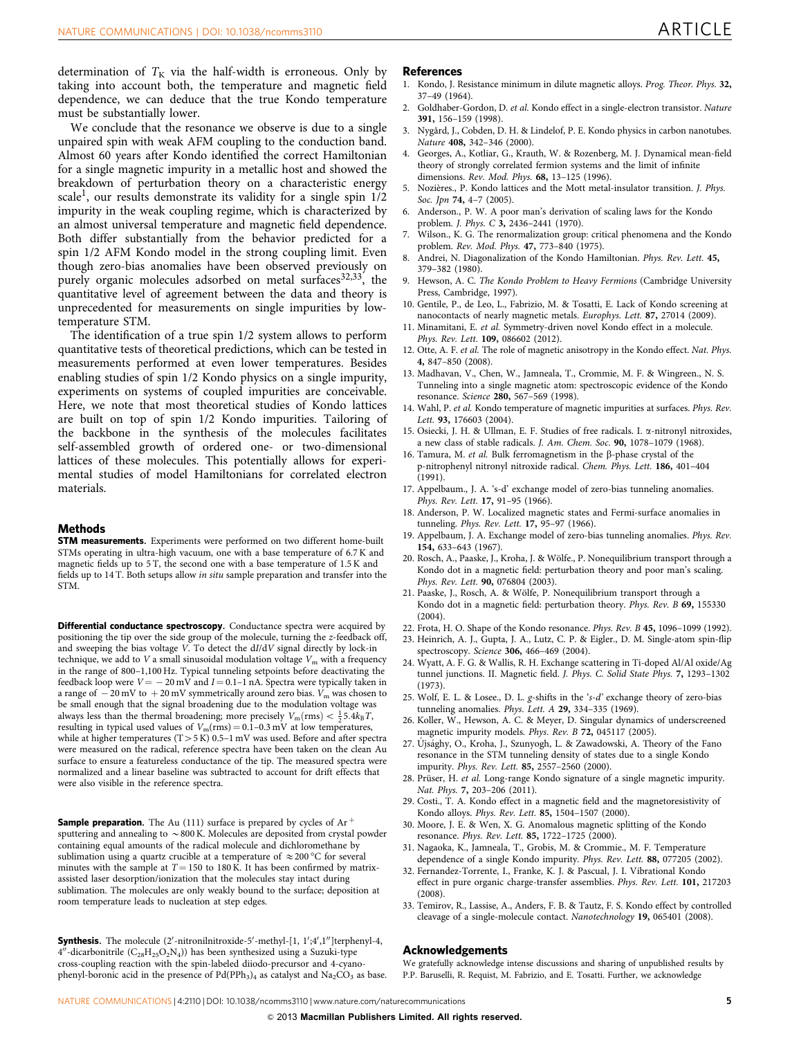determination of $T_K$ via the half-width is erroneous. Only by taking into account both, the temperature and magnetic field dependence, we can deduce that the true Kondo temperature must be substantially lower.

We conclude that the resonance we observe is due to a single unpaired spin with weak AFM coupling to the conduction band. Almost 60 years after Kondo identified the correct Hamiltonian for a single magnetic impurity in a metallic host and showed the breakdown of perturbation theory on a characteristic energy scale[1], our results demonstrate its validity for a single spin 1/2 impurity in the weak coupling regime, which is characterized by an almost universal temperature and magnetic field dependence. Both differ substantially from the behavior predicted for a spin 1/2 AFM Kondo model in the strong coupling limit. Even though zero-bias anomalies have been observed previously on purely organic molecules adsorbed on metal surfaces[32,33], the quantitative level of agreement between the data and theory is unprecedented for measurements on single impurities by low-temperature STM.

The identification of a true spin 1/2 system allows to perform quantitative tests of theoretical predictions, which can be tested in measurements performed at even lower temperatures. Besides enabling studies of spin 1/2 Kondo physics on a single impurity, experiments on systems of coupled impurities are conceivable. Here, we note that most theoretical studies of Kondo lattices are built on top of spin 1/2 Kondo impurities. Tailoring of the backbone in the synthesis of the molecules facilitates self-assembled growth of ordered one- or two-dimensional lattices of these molecules. This potentially allows for experimental studies of model Hamiltonians for correlated electron materials.

## Methods

**STM measurements.** Experiments were performed on two different home-built STMs operating in ultra-high vacuum, one with a base temperature of 6.7 K and magnetic fields up to 5 T, the second one with a base temperature of 1.5 K and fields up to 14 T. Both setups allow *in situ* sample preparation and transfer into the STM.

**Differential conductance spectroscopy.** Conductance spectra were acquired by positioning the tip over the side group of the molecule, turning the *z*-feedback off, and sweeping the bias voltage $V$. To detect the $dI/dV$ signal directly by lock-in technique, we add to $V$ a small sinusoidal modulation voltage $V_m$ with a frequency in the range of 800–1,100 Hz. Typical tunneling setpoints before deactivating the feedback loop were $V = -20$ mV and $I = 0.1$–1 nA. Spectra were typically taken in a range of $-20$ mV to $+20$ mV symmetrically around zero bias. $V_m$ was chosen to be small enough that the signal broadening due to the modulation voltage was always less than the thermal broadening; more precisely $V_m(\text{rms}) < \frac{1}{2} 5.4 k_B T$, resulting in typical used values of $V_m(\text{rms}) = 0.1$–0.3 mV at low temperatures, while at higher temperatures ($T > 5$ K) 0.5–1 mV was used. Before and after spectra were measured on the radical, reference spectra have been taken on the clean Au surface to ensure a featureless conductance of the tip. The measured spectra were normalized and a linear baseline was subtracted to account for drift effects that were also visible in the reference spectra.

**Sample preparation.** The Au (111) surface is prepared by cycles of $Ar^+$ sputtering and annealing to $\sim$800 K. Molecules are deposited from crystal powder containing equal amounts of the radical molecule and dichloromethane by sublimation using a quartz crucible at a temperature of $\approx$200 °C for several minutes with the sample at $T = 150$ to 180 K. It has been confirmed by matrix-assisted laser desorption/ionization that the molecules stay intact during sublimation. The molecules are only weakly bound to the surface; deposition at room temperature leads to nucleation at step edges.

**Synthesis.** The molecule (2′-nitronilnitroxide-5′-methyl-[1, 1′;4′,1″]terphenyl-4, 4″-dicarbonitrile ($C_{28}H_{25}O_2N_4$)) has been synthesized using a Suzuki-type cross-coupling reaction with the spin-labeled diiodo-precursor and 4-cyanophenyl-boronic acid in the presence of $Pd(PPh_3)_4$ as catalyst and $Na_2CO_3$ as base.

## References

1. Kondo, J. Resistance minimum in dilute magnetic alloys. *Prog. Theor. Phys.* **32,** 37–49 (1964).
2. Goldhaber-Gordon, D. *et al.* Kondo effect in a single-electron transistor. *Nature* **391,** 156–159 (1998).
3. Nygård, J., Cobden, D. H. & Lindelof, P. E. Kondo physics in carbon nanotubes. *Nature* **408,** 342–346 (2000).
4. Georges, A., Kotliar, G., Krauth, W. & Rozenberg, M. J. Dynamical mean-field theory of strongly correlated fermion systems and the limit of infinite dimensions. *Rev. Mod. Phys.* **68,** 13–125 (1996).
5. Nozières., P. Kondo lattices and the Mott metal-insulator transition. *J. Phys. Soc. Jpn* **74,** 4–7 (2005).
6. Anderson., P. W. A poor man's derivation of scaling laws for the Kondo problem. *J. Phys. C* **3,** 2436–2441 (1970).
7. Wilson., K. G. The renormalization group: critical phenomena and the Kondo problem. *Rev. Mod. Phys.* **47,** 773–840 (1975).
8. Andrei, N. Diagonalization of the Kondo Hamiltonian. *Phys. Rev. Lett.* **45,** 379–382 (1980).
9. Hewson, A. C. *The Kondo Problem to Heavy Fermions* (Cambridge University Press, Cambridge, 1997).
10. Gentile, P., de Leo, L., Fabrizio, M. & Tosatti, E. Lack of Kondo screening at nanocontacts of nearly magnetic metals. *Europhys. Lett.* **87,** 27014 (2009).
11. Minamitani, E. *et al.* Symmetry-driven novel Kondo effect in a molecule. *Phys. Rev. Lett.* **109,** 086602 (2012).
12. Otte, A. F. *et al.* The role of magnetic anisotropy in the Kondo effect. *Nat. Phys.* **4,** 847–850 (2008).
13. Madhavan, V., Chen, W., Jamneala, T., Crommie, M. F. & Wingreen., N. S. Tunneling into a single magnetic atom: spectroscopic evidence of the Kondo resonance. *Science* **280,** 567–569 (1998).
14. Wahl, P. *et al.* Kondo temperature of magnetic impurities at surfaces. *Phys. Rev. Lett.* **93,** 176603 (2004).
15. Osiecki, J. H. & Ullman, E. F. Studies of free radicals. I. α-nitronyl nitroxides, a new class of stable radicals. *J. Am. Chem. Soc.* **90,** 1078–1079 (1968).
16. Tamura, M. *et al.* Bulk ferromagnetism in the β-phase crystal of the p-nitrophenyl nitronyl nitroxide radical. *Chem. Phys. Lett.* **186,** 401–404 (1991).
17. Appelbaum., J. A. 's-d' exchange model of zero-bias tunneling anomalies. *Phys. Rev. Lett.* **17,** 91–95 (1966).
18. Anderson, P. W. Localized magnetic states and Fermi-surface anomalies in tunneling. *Phys. Rev. Lett.* **17,** 95–97 (1966).
19. Appelbaum, J. A. Exchange model of zero-bias tunneling anomalies. *Phys. Rev.* **154,** 633–643 (1967).
20. Rosch, A., Paaske, J., Kroha, J. & Wölfe., P. Nonequilibrium transport through a Kondo dot in a magnetic field: perturbation theory and poor man's scaling. *Phys. Rev. Lett.* **90,** 076804 (2003).
21. Paaske, J., Rosch, A. & Wölfe, P. Nonequilibrium transport through a Kondo dot in a magnetic field: perturbation theory. *Phys. Rev. B* **69,** 155330 (2004).
22. Frota, H. O. Shape of the Kondo resonance. *Phys. Rev. B* **45,** 1096–1099 (1992).
23. Heinrich, A. J., Gupta, J. A., Lutz, C. P. & Eigler., D. M. Single-atom spin-flip spectroscopy. *Science* **306,** 466–469 (2004).
24. Wyatt, A. F. G. & Wallis, R. H. Exchange scattering in Ti-doped Al/Al oxide/Ag tunnel junctions. II. Magnetic field. *J. Phys. C. Solid State Phys.* **7,** 1293–1302 (1973).
25. Wolf, E. L. & Losee., D. L. *g*-shifts in the '*s-d*' exchange theory of zero-bias tunneling anomalies. *Phys. Lett. A* **29,** 334–335 (1969).
26. Koller, W., Hewson, A. C. & Meyer, D. Singular dynamics of underscreened magnetic impurity models. *Phys. Rev. B* **72,** 045117 (2005).
27. Újsághy, O., Kroha, J., Szunyogh, L. & Zawadowski, A. Theory of the Fano resonance in the STM tunneling density of states due to a single Kondo impurity. *Phys. Rev. Lett.* **85,** 2557–2560 (2000).
28. Prüser, H. *et al.* Long-range Kondo signature of a single magnetic impurity. *Nat. Phys.* **7,** 203–206 (2011).
29. Costi., T. A. Kondo effect in a magnetic field and the magnetoresistivity of Kondo alloys. *Phys. Rev. Lett.* **85,** 1504–1507 (2000).
30. Moore, J. E. & Wen, X. G. Anomalous magnetic splitting of the Kondo resonance. *Phys. Rev. Lett.* **85,** 1722–1725 (2000).
31. Nagaoka, K., Jamneala, T., Grobis, M. & Crommie., M. F. Temperature dependence of a single Kondo impurity. *Phys. Rev. Lett.* **88,** 077205 (2002).
32. Fernandez-Torrente, I., Franke, K. J. & Pascual, J. I. Vibrational Kondo effect in pure organic charge-transfer assemblies. *Phys. Rev. Lett.* **101,** 217203 (2008).
33. Temirov, R., Lassise, A., Anders, F. B. & Tautz, F. S. Kondo effect by controlled cleavage of a single-molecule contact. *Nanotechnology* **19,** 065401 (2008).

## Acknowledgements

We gratefully acknowledge intense discussions and sharing of unpublished results by P.P. Baruselli, R. Requist, M. Fabrizio, and E. Tosatti. Further, we acknowledge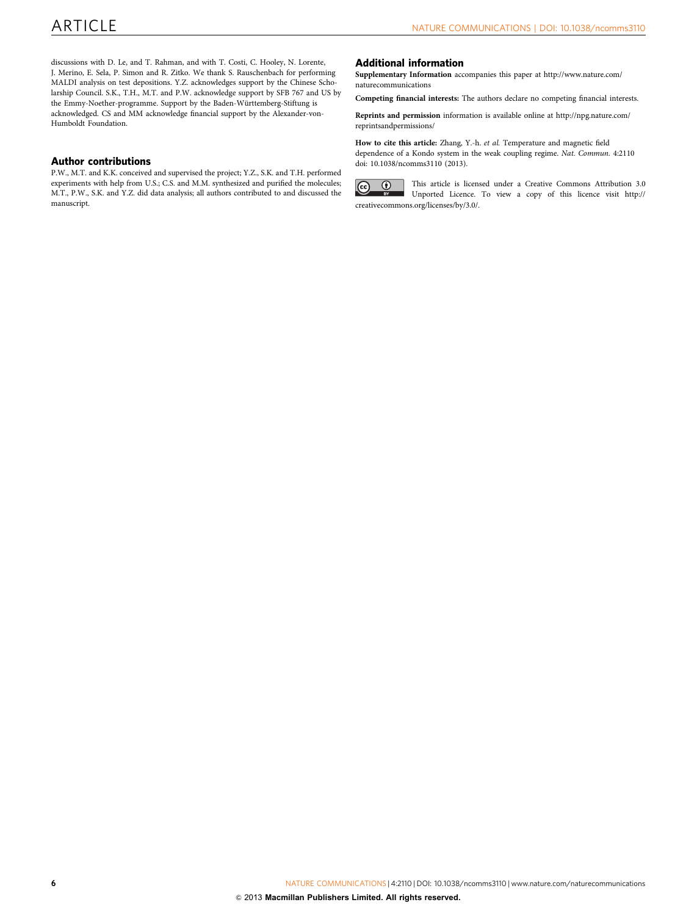discussions with D. Le, and T. Rahman, and with T. Costi, C. Hooley, N. Lorente, J. Merino, E. Sela, P. Simon and R. Zitko. We thank S. Rauschenbach for performing MALDI analysis on test depositions. Y.Z. acknowledges support by the Chinese Scholarship Council. S.K., T.H., M.T. and P.W. acknowledge support by SFB 767 and US by the Emmy-Noether-programme. Support by the Baden-Württemberg-Stiftung is acknowledged. CS and MM acknowledge financial support by the Alexander-von-Humboldt Foundation.

## Author contributions

P.W., M.T. and K.K. conceived and supervised the project; Y.Z., S.K. and T.H. performed experiments with help from U.S.; C.S. and M.M. synthesized and purified the molecules; M.T., P.W., S.K. and Y.Z. did data analysis; all authors contributed to and discussed the manuscript.

## Additional information

**Supplementary Information** accompanies this paper at http://www.nature.com/naturecommunications

**Competing financial interests:** The authors declare no competing financial interests.

**Reprints and permission** information is available online at http://npg.nature.com/reprintsandpermissions/

**How to cite this article:** Zhang, Y.-h. *et al.* Temperature and magnetic field dependence of a Kondo system in the weak coupling regime. *Nat. Commun.* 4:2110 doi: 10.1038/ncomms3110 (2013).

This article is licensed under a Creative Commons Attribution 3.0 Unported Licence. To view a copy of this licence visit http://creativecommons.org/licenses/by/3.0/.